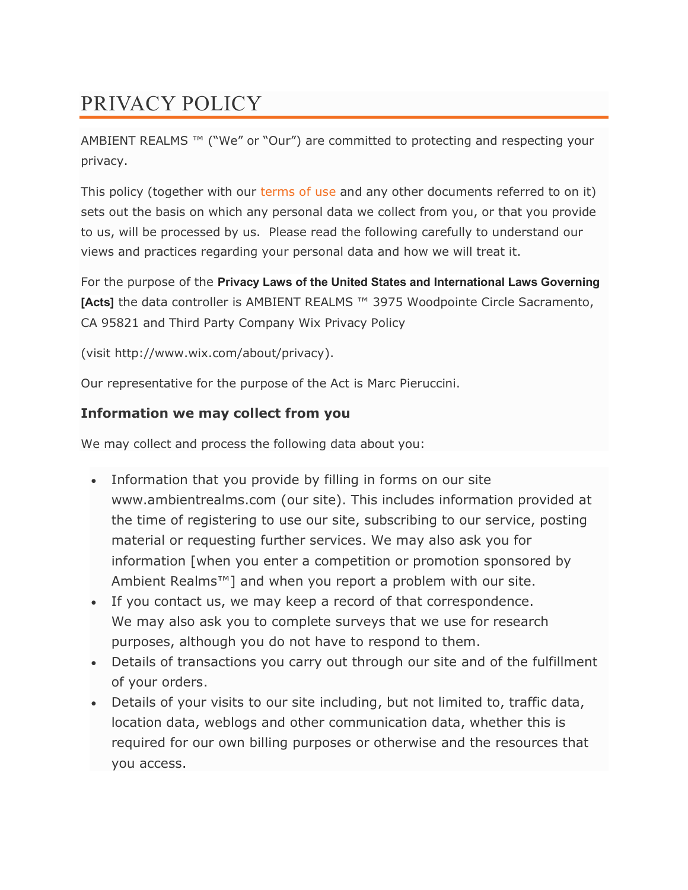# PRIVACY POLICY

AMBIENT REALMS ™ ("We" or "Our") are committed to protecting and respecting your privacy.

This policy (together with our terms of use and any other documents referred to on it) sets out the basis on which any personal data we collect from you, or that you provide to us, will be processed by us.  Please read the following carefully to understand our views and practices regarding your personal data and how we will treat it.

For the purpose of the **Privacy Laws of the United States and International Laws Governing [Acts]** the data controller is AMBIENT REALMS ™ 3975 Woodpointe Circle Sacramento, CA 95821 and Third Party Company Wix Privacy Policy

(visit http://www.wix.com/about/privacy).

Our representative for the purpose of the Act is Marc Pieruccini.

### Information we may collect from you

We may collect and process the following data about you:

- Information that you provide by filling in forms on our site www.ambientrealms.com (our site). This includes information provided at the time of registering to use our site, subscribing to our service, posting material or requesting further services. We may also ask you for information [when you enter a competition or promotion sponsored by Ambient Realms™] and when you report a problem with our site.
- If you contact us, we may keep a record of that correspondence. We may also ask you to complete surveys that we use for research purposes, although you do not have to respond to them.
- Details of transactions you carry out through our site and of the fulfillment of your orders.
- Details of your visits to our site including, but not limited to, traffic data, location data, weblogs and other communication data, whether this is required for our own billing purposes or otherwise and the resources that you access.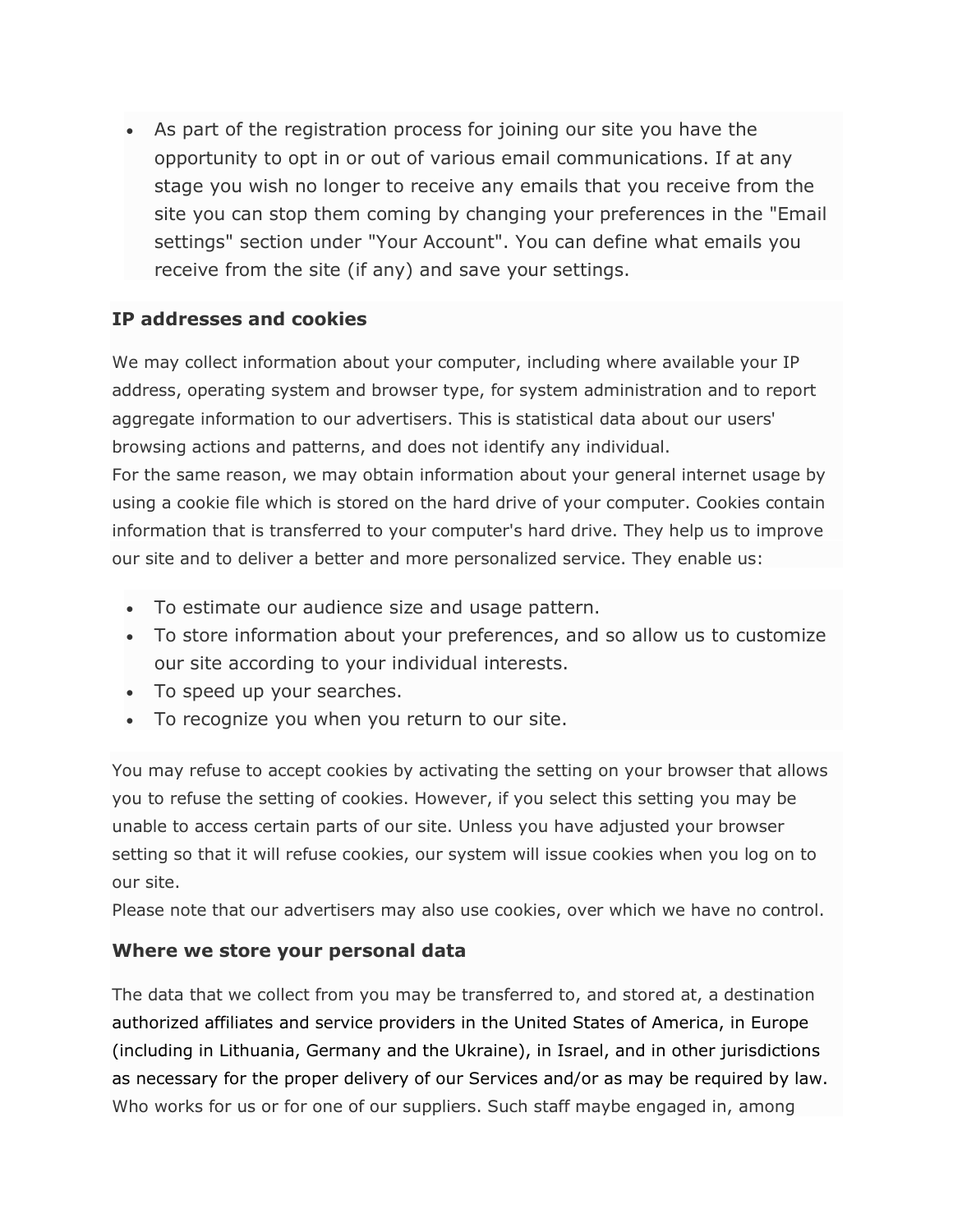- As part of the registration process for joining our site you have the opportunity to opt in or out of various email communications. If at any stage you wish no longer to receive any emails that you receive from the site you can stop them coming by changing your preferences in the "Email settings" section under "Your Account". You can define what emails you receive from the site (if any) and save your settings.

### IP addresses and cookies

We may collect information about your computer, including where available your IP address, operating system and browser type, for system administration and to report aggregate information to our advertisers. This is statistical data about our users' browsing actions and patterns, and does not identify any individual.
For the same reason, we may obtain information about your general internet usage by using a cookie file which is stored on the hard drive of your computer. Cookies contain information that is transferred to your computer's hard drive. They help us to improve our site and to deliver a better and more personalized service. They enable us:

- To estimate our audience size and usage pattern.
- To store information about your preferences, and so allow us to customize our site according to your individual interests.
- To speed up your searches.
- To recognize you when you return to our site.

You may refuse to accept cookies by activating the setting on your browser that allows you to refuse the setting of cookies. However, if you select this setting you may be unable to access certain parts of our site. Unless you have adjusted your browser setting so that it will refuse cookies, our system will issue cookies when you log on to our site.
Please note that our advertisers may also use cookies, over which we have no control.

### Where we store your personal data

The data that we collect from you may be transferred to, and stored at, a destination authorized affiliates and service providers in the United States of America, in Europe (including in Lithuania, Germany and the Ukraine), in Israel, and in other jurisdictions as necessary for the proper delivery of our Services and/or as may be required by law. Who works for us or for one of our suppliers. Such staff maybe engaged in, among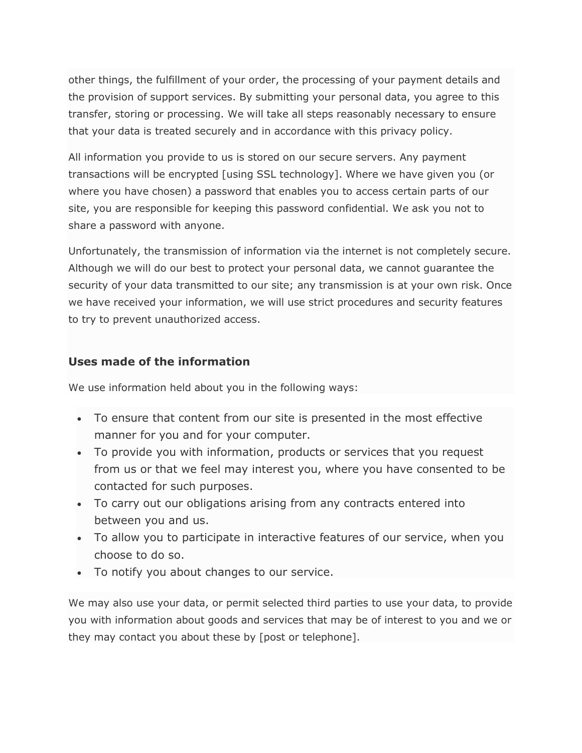other things, the fulfillment of your order, the processing of your payment details and the provision of support services. By submitting your personal data, you agree to this transfer, storing or processing. We will take all steps reasonably necessary to ensure that your data is treated securely and in accordance with this privacy policy.

All information you provide to us is stored on our secure servers. Any payment transactions will be encrypted [using SSL technology]. Where we have given you (or where you have chosen) a password that enables you to access certain parts of our site, you are responsible for keeping this password confidential. We ask you not to share a password with anyone.

Unfortunately, the transmission of information via the internet is not completely secure. Although we will do our best to protect your personal data, we cannot guarantee the security of your data transmitted to our site; any transmission is at your own risk. Once we have received your information, we will use strict procedures and security features to try to prevent unauthorized access.

### Uses made of the information

We use information held about you in the following ways:

- To ensure that content from our site is presented in the most effective manner for you and for your computer.
- To provide you with information, products or services that you request from us or that we feel may interest you, where you have consented to be contacted for such purposes.
- To carry out our obligations arising from any contracts entered into between you and us.
- To allow you to participate in interactive features of our service, when you choose to do so.
- To notify you about changes to our service.

We may also use your data, or permit selected third parties to use your data, to provide you with information about goods and services that may be of interest to you and we or they may contact you about these by [post or telephone].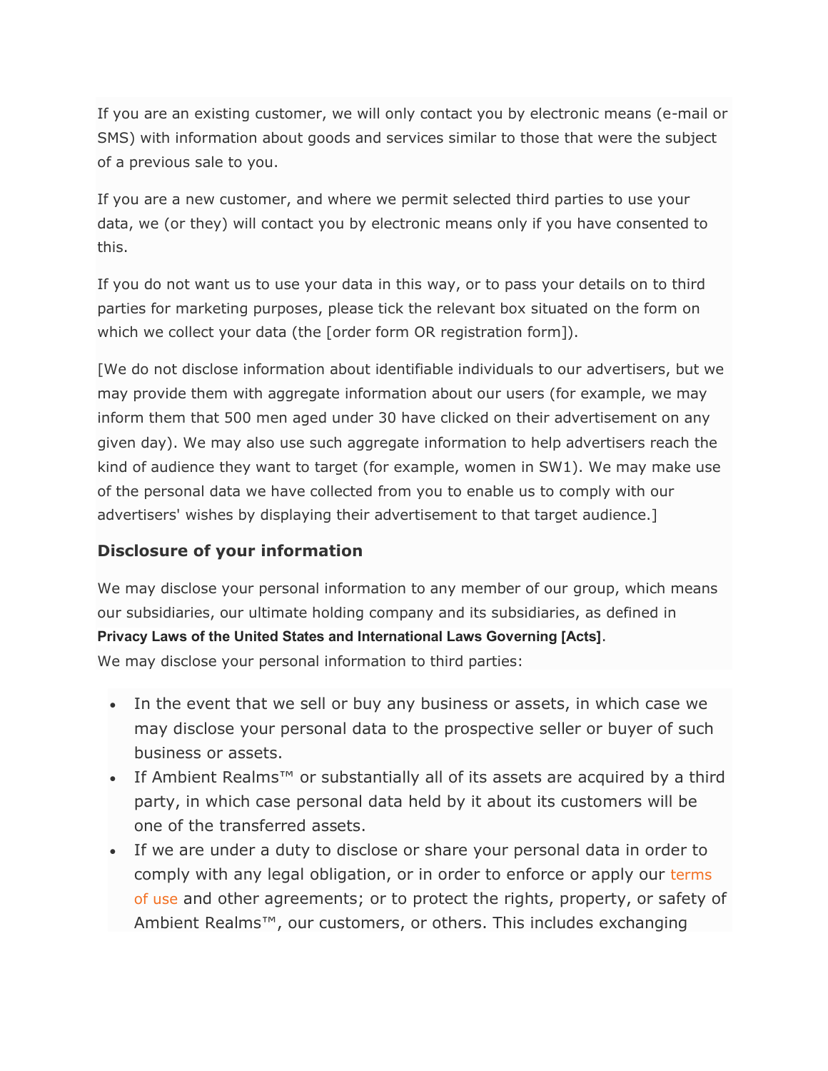If you are an existing customer, we will only contact you by electronic means (e-mail or SMS) with information about goods and services similar to those that were the subject of a previous sale to you.

If you are a new customer, and where we permit selected third parties to use your data, we (or they) will contact you by electronic means only if you have consented to this.

If you do not want us to use your data in this way, or to pass your details on to third parties for marketing purposes, please tick the relevant box situated on the form on which we collect your data (the [order form OR registration form]).

[We do not disclose information about identifiable individuals to our advertisers, but we may provide them with aggregate information about our users (for example, we may inform them that 500 men aged under 30 have clicked on their advertisement on any given day). We may also use such aggregate information to help advertisers reach the kind of audience they want to target (for example, women in SW1). We may make use of the personal data we have collected from you to enable us to comply with our advertisers' wishes by displaying their advertisement to that target audience.]

### Disclosure of your information

We may disclose your personal information to any member of our group, which means our subsidiaries, our ultimate holding company and its subsidiaries, as defined in **Privacy Laws of the United States and International Laws Governing [Acts]**.
We may disclose your personal information to third parties:

- In the event that we sell or buy any business or assets, in which case we may disclose your personal data to the prospective seller or buyer of such business or assets.
- If Ambient Realms™ or substantially all of its assets are acquired by a third party, in which case personal data held by it about its customers will be one of the transferred assets.
- If we are under a duty to disclose or share your personal data in order to comply with any legal obligation, or in order to enforce or apply our terms of use and other agreements; or to protect the rights, property, or safety of Ambient Realms™, our customers, or others. This includes exchanging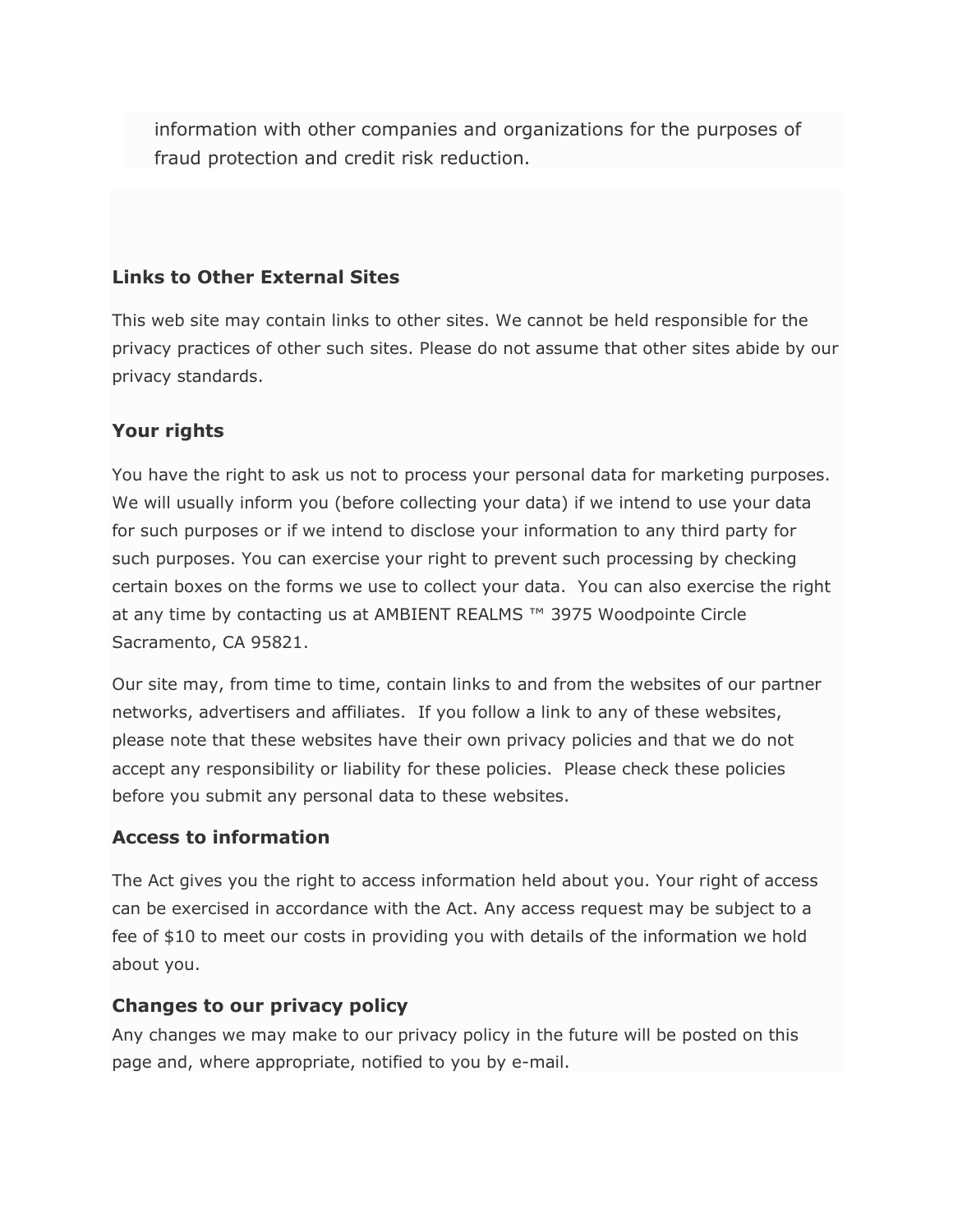information with other companies and organizations for the purposes of fraud protection and credit risk reduction.

### Links to Other External Sites

This web site may contain links to other sites. We cannot be held responsible for the privacy practices of other such sites. Please do not assume that other sites abide by our privacy standards.

### Your rights

You have the right to ask us not to process your personal data for marketing purposes. We will usually inform you (before collecting your data) if we intend to use your data for such purposes or if we intend to disclose your information to any third party for such purposes. You can exercise your right to prevent such processing by checking certain boxes on the forms we use to collect your data. You can also exercise the right at any time by contacting us at AMBIENT REALMS ™ 3975 Woodpointe Circle Sacramento, CA 95821.

Our site may, from time to time, contain links to and from the websites of our partner networks, advertisers and affiliates. If you follow a link to any of these websites, please note that these websites have their own privacy policies and that we do not accept any responsibility or liability for these policies. Please check these policies before you submit any personal data to these websites.

### Access to information

The Act gives you the right to access information held about you. Your right of access can be exercised in accordance with the Act. Any access request may be subject to a fee of $10 to meet our costs in providing you with details of the information we hold about you.

### Changes to our privacy policy

Any changes we may make to our privacy policy in the future will be posted on this page and, where appropriate, notified to you by e-mail.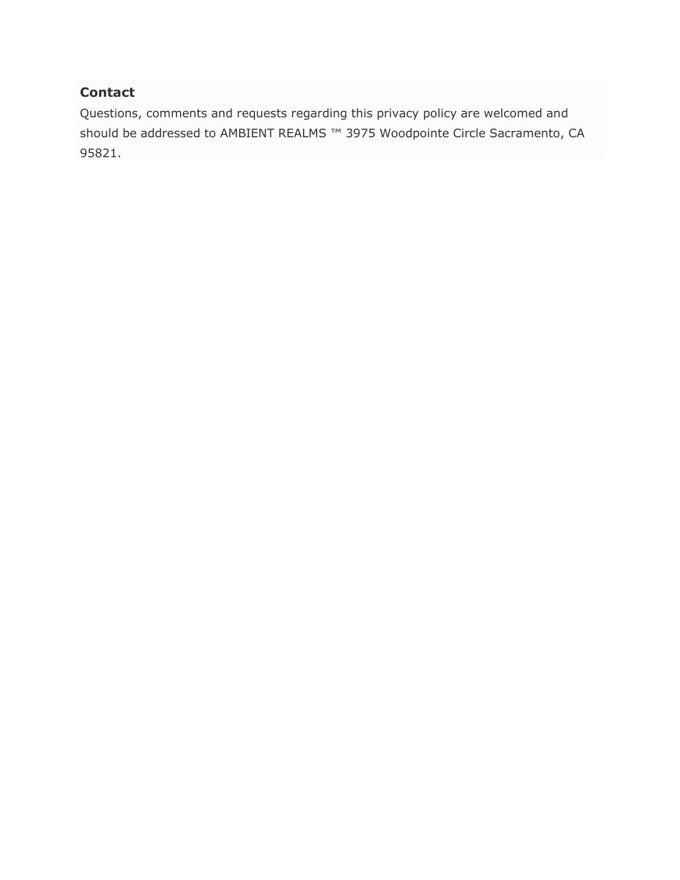### Contact

Questions, comments and requests regarding this privacy policy are welcomed and should be addressed to AMBIENT REALMS ™ 3975 Woodpointe Circle Sacramento, CA 95821.